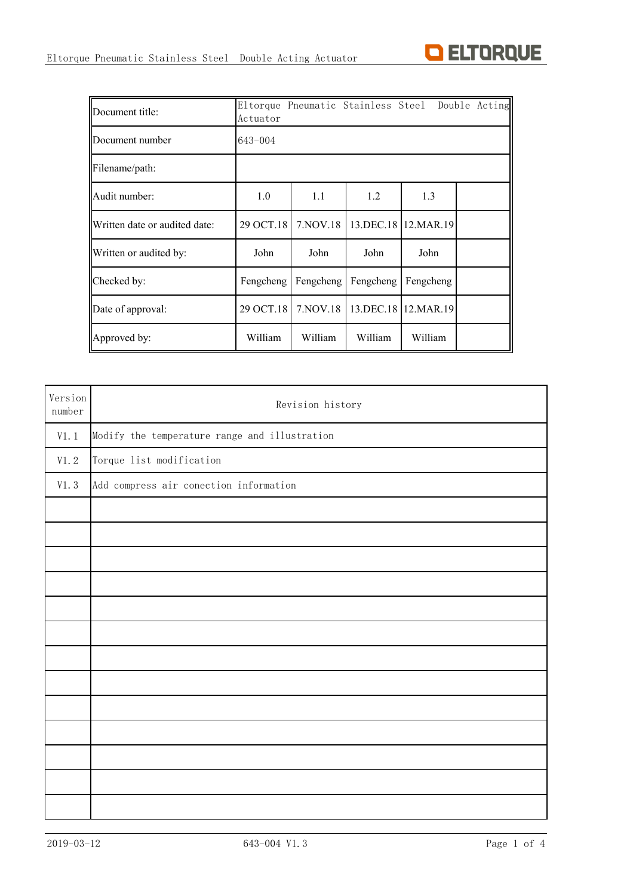| Document title: | Eltorque Pneumatic Stainless Steel Double Acting Actuator | | | | |
|---|---|---|---|---|---|
| Document number | 643-004 | | | | |
| Filename/path: | | | | | |
| Audit number: | 1.0 | 1.1 | 1.2 | 1.3 | |
| Written date or audited date: | 29 OCT.18 | 7.NOV.18 | 13.DEC.18 | 12.MAR.19 | |
| Written or audited by: | John | John | John | John | |
| Checked by: | Fengcheng | Fengcheng | Fengcheng | Fengcheng | |
| Date of approval: | 29 OCT.18 | 7.NOV.18 | 13.DEC.18 | 12.MAR.19 | |
| Approved by: | William | William | William | William | |

| Version number | Revision history |
|---|---|
| V1.1 | Modify the temperature range and illustration |
| V1.2 | Torque list modification |
| V1.3 | Add compress air conection information |
| | |
| | |
| | |
| | |
| | |
| | |
| | |
| | |
| | |
| | |
| | |
| | |
| | |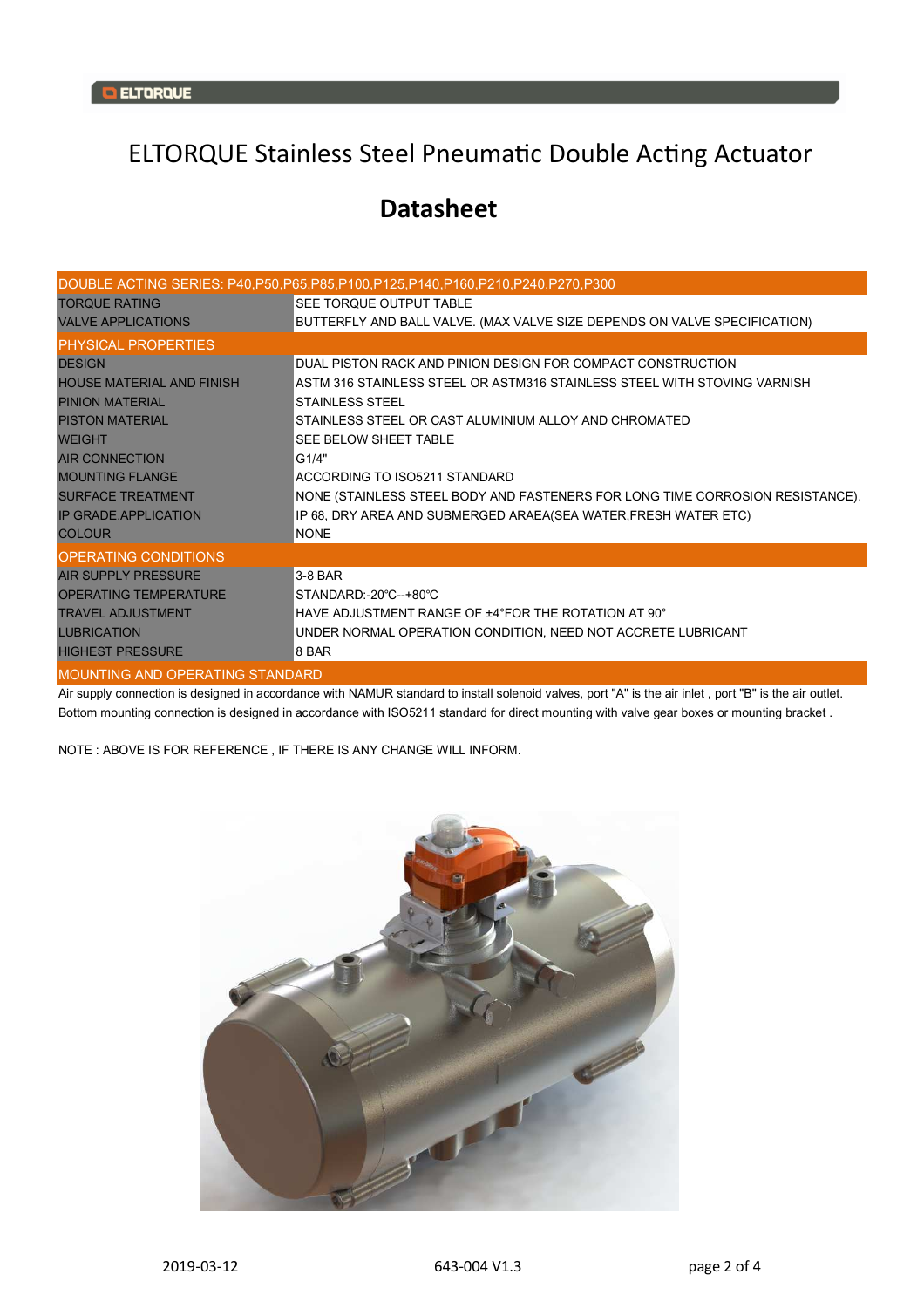# ELTORQUE Stainless Steel Pneumatic Double Acting Actuator

## Datasheet

| DOUBLE ACTING SERIES: P40,P50,P65,P85,P100,P125,P140,P160,P210,P240,P270,P300 | |
|---|---|
| TORQUE RATING | SEE TORQUE OUTPUT TABLE |
| VALVE APPLICATIONS | BUTTERFLY AND BALL VALVE. (MAX VALVE SIZE DEPENDS ON VALVE SPECIFICATION) |
| **PHYSICAL PROPERTIES** | |
| DESIGN | DUAL PISTON RACK AND PINION DESIGN FOR COMPACT CONSTRUCTION |
| HOUSE MATERIAL AND FINISH | ASTM 316 STAINLESS STEEL OR ASTM316 STAINLESS STEEL WITH STOVING VARNISH |
| PINION MATERIAL | STAINLESS STEEL |
| PISTON MATERIAL | STAINLESS STEEL OR CAST ALUMINIUM ALLOY AND CHROMATED |
| WEIGHT | SEE BELOW SHEET TABLE |
| AIR CONNECTION | G1/4" |
| MOUNTING FLANGE | ACCORDING TO ISO5211 STANDARD |
| SURFACE TREATMENT | NONE (STAINLESS STEEL BODY AND FASTENERS FOR LONG TIME CORROSION RESISTANCE). |
| IP GRADE,APPLICATION | IP 68, DRY AREA AND SUBMERGED ARAEA(SEA WATER,FRESH WATER ETC) |
| COLOUR | NONE |
| **OPERATING CONDITIONS** | |
| AIR SUPPLY PRESSURE | 3-8 BAR |
| OPERATING TEMPERATURE | STANDARD:-20℃--+80℃ |
| TRAVEL ADJUSTMENT | HAVE ADJUSTMENT RANGE OF ±4°FOR THE ROTATION AT 90° |
| LUBRICATION | UNDER NORMAL OPERATION CONDITION, NEED NOT ACCRETE LUBRICANT |
| HIGHEST PRESSURE | 8 BAR |

**MOUNTING AND OPERATING STANDARD**

Air supply connection is designed in accordance with NAMUR standard to install solenoid valves, port "A" is the air inlet , port "B" is the air outlet.
Bottom mounting connection is designed in accordance with ISO5211 standard for direct mounting with valve gear boxes or mounting bracket .

NOTE : ABOVE IS FOR REFERENCE , IF THERE IS ANY CHANGE WILL INFORM.

2019-03-12 643-004 V1.3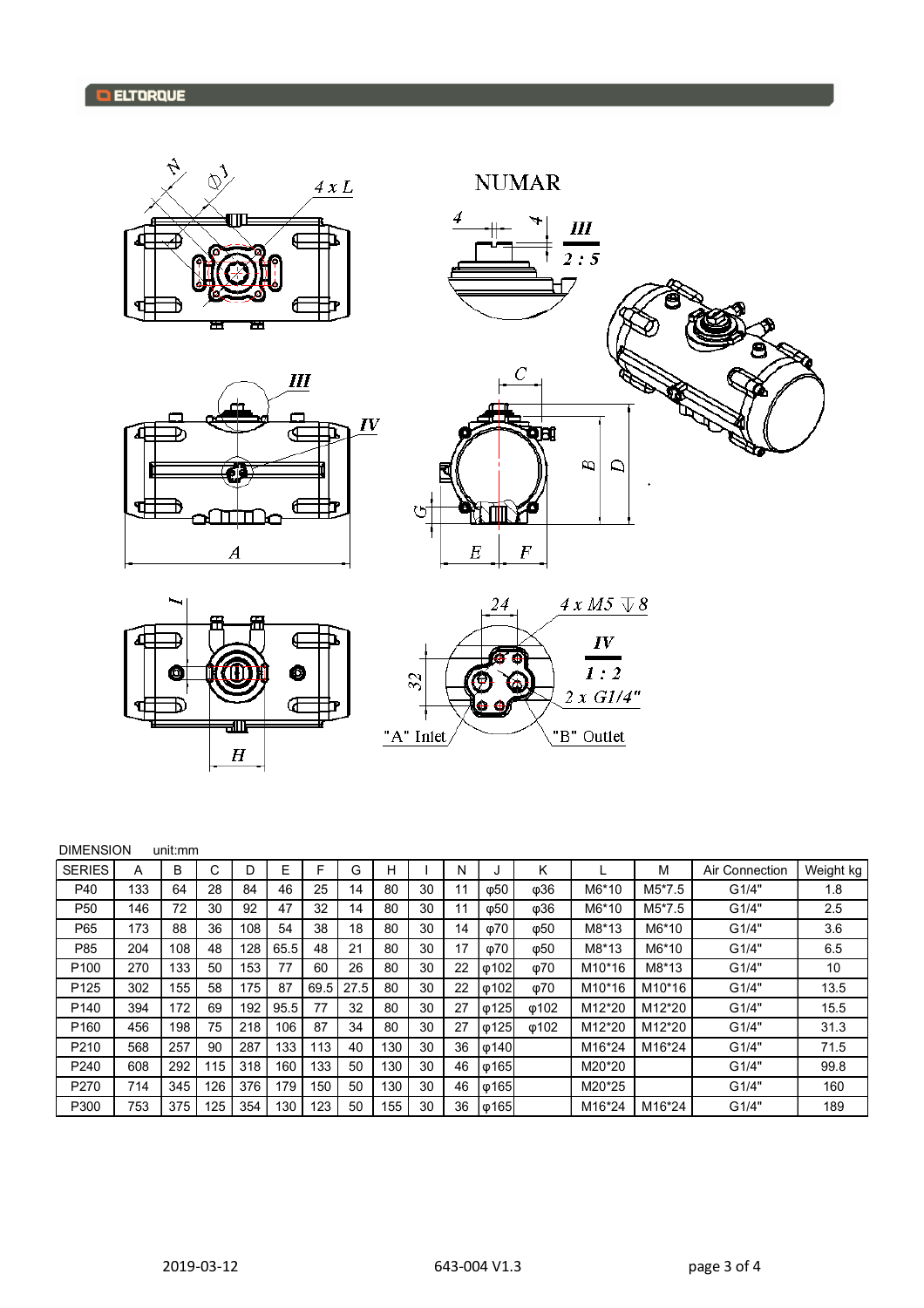NUMAR

DIMENSION unit:mm

| SERIES | A | B | C | D | E | F | G | H | I | N | J | K | L | M | Air Connection | Weight kg |
|---|---|---|---|---|---|---|---|---|---|---|---|---|---|---|---|---|
| P40 | 133 | 64 | 28 | 84 | 46 | 25 | 14 | 80 | 30 | 11 | φ50 | φ36 | M6*10 | M5*7.5 | G1/4" | 1.8 |
| P50 | 146 | 72 | 30 | 92 | 47 | 32 | 14 | 80 | 30 | 11 | φ50 | φ36 | M6*10 | M5*7.5 | G1/4" | 2.5 |
| P65 | 173 | 88 | 36 | 108 | 54 | 38 | 18 | 80 | 30 | 14 | φ70 | φ50 | M8*13 | M6*10 | G1/4" | 3.6 |
| P85 | 204 | 108 | 48 | 128 | 65.5 | 48 | 21 | 80 | 30 | 17 | φ70 | φ50 | M8*13 | M6*10 | G1/4" | 6.5 |
| P100 | 270 | 133 | 50 | 153 | 77 | 60 | 26 | 80 | 30 | 22 | φ102 | φ70 | M10*16 | M8*13 | G1/4" | 10 |
| P125 | 302 | 155 | 58 | 175 | 87 | 69.5 | 27.5 | 80 | 30 | 22 | φ102 | φ70 | M10*16 | M10*16 | G1/4" | 13.5 |
| P140 | 394 | 172 | 69 | 192 | 95.5 | 77 | 32 | 80 | 30 | 27 | φ125 | φ102 | M12*20 | M12*20 | G1/4" | 15.5 |
| P160 | 456 | 198 | 75 | 218 | 106 | 87 | 34 | 80 | 30 | 27 | φ125 | φ102 | M12*20 | M12*20 | G1/4" | 31.3 |
| P210 | 568 | 257 | 90 | 287 | 133 | 113 | 40 | 130 | 30 | 36 | φ140 | | M16*24 | M16*24 | G1/4" | 71.5 |
| P240 | 608 | 292 | 115 | 318 | 160 | 133 | 50 | 130 | 30 | 46 | φ165 | | M20*20 | | G1/4" | 99.8 |
| P270 | 714 | 345 | 126 | 376 | 179 | 150 | 50 | 130 | 30 | 46 | φ165 | | M20*25 | | G1/4" | 160 |
| P300 | 753 | 375 | 125 | 354 | 130 | 123 | 50 | 155 | 30 | 36 | φ165 | | M16*24 | M16*24 | G1/4" | 189 |

2019-03-12 643-004 V1.3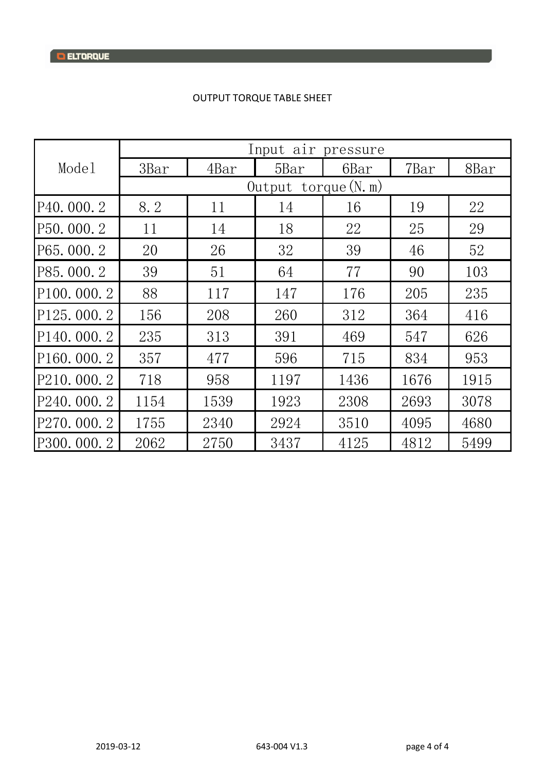OUTPUT TORQUE TABLE SHEET

| Model | Input air pressure | | | | | |
|---|---|---|---|---|---|---|
| | 3Bar | 4Bar | 5Bar | 6Bar | 7Bar | 8Bar |
| | Output torque(N.m) | | | | | |
| P40.000.2 | 8.2 | 11 | 14 | 16 | 19 | 22 |
| P50.000.2 | 11 | 14 | 18 | 22 | 25 | 29 |
| P65.000.2 | 20 | 26 | 32 | 39 | 46 | 52 |
| P85.000.2 | 39 | 51 | 64 | 77 | 90 | 103 |
| P100.000.2 | 88 | 117 | 147 | 176 | 205 | 235 |
| P125.000.2 | 156 | 208 | 260 | 312 | 364 | 416 |
| P140.000.2 | 235 | 313 | 391 | 469 | 547 | 626 |
| P160.000.2 | 357 | 477 | 596 | 715 | 834 | 953 |
| P210.000.2 | 718 | 958 | 1197 | 1436 | 1676 | 1915 |
| P240.000.2 | 1154 | 1539 | 1923 | 2308 | 2693 | 3078 |
| P270.000.2 | 1755 | 2340 | 2924 | 3510 | 4095 | 4680 |
| P300.000.2 | 2062 | 2750 | 3437 | 4125 | 4812 | 5499 |